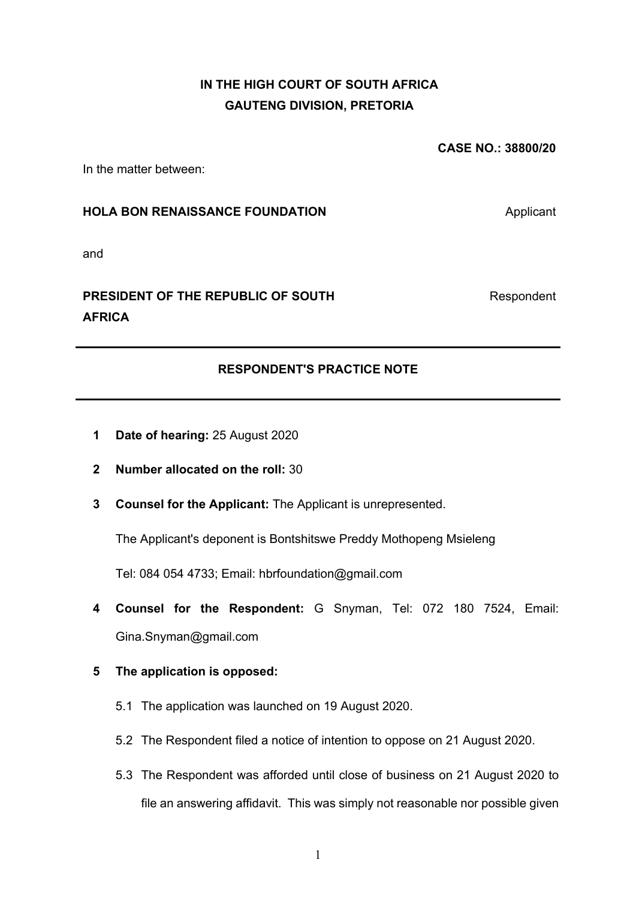**IN THE HIGH COURT OF SOUTH AFRICA**
**GAUTENG DIVISION, PRETORIA**

**CASE NO.: 38800/20**

In the matter between:

**HOLA BON RENAISSANCE FOUNDATION** Applicant

and

**PRESIDENT OF THE REPUBLIC OF SOUTH AFRICA** Respondent

---

**RESPONDENT'S PRACTICE NOTE**

---

1. **Date of hearing:** 25 August 2020

2. **Number allocated on the roll:** 30

3. **Counsel for the Applicant:** The Applicant is unrepresented.

   The Applicant's deponent is Bontshitswe Preddy Mothopeng Msieleng

   Tel: 084 054 4733; Email: hbrfoundation@gmail.com

4. **Counsel for the Respondent:** G Snyman, Tel: 072 180 7524, Email: Gina.Snyman@gmail.com

5. **The application is opposed:**

   5.1 The application was launched on 19 August 2020.

   5.2 The Respondent filed a notice of intention to oppose on 21 August 2020.

   5.3 The Respondent was afforded until close of business on 21 August 2020 to file an answering affidavit. This was simply not reasonable nor possible given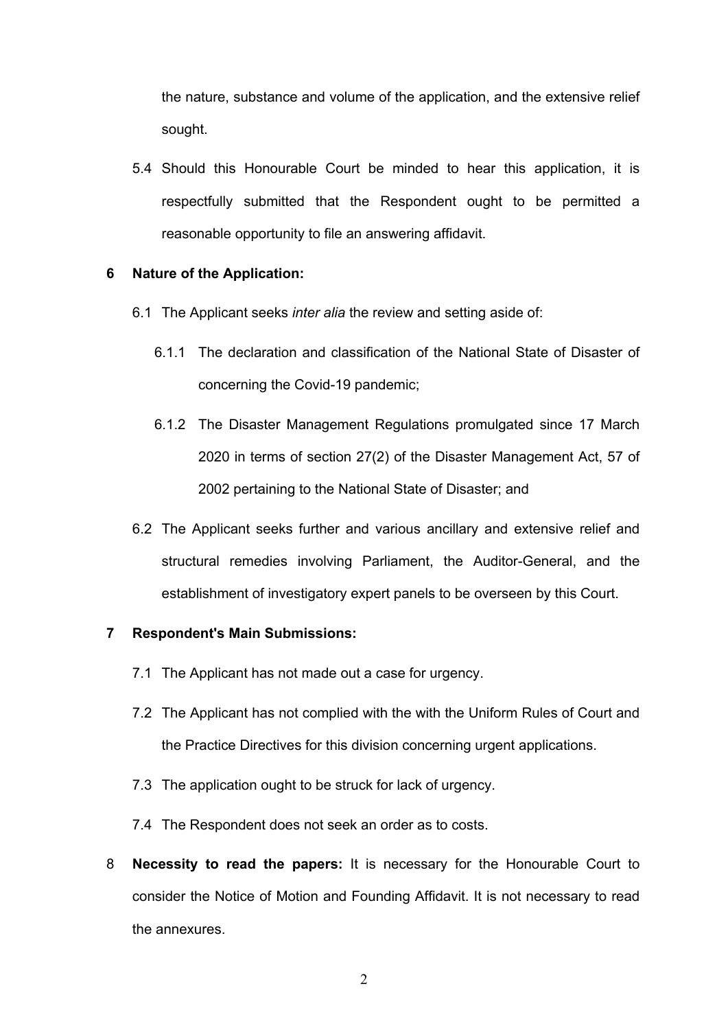the nature, substance and volume of the application, and the extensive relief sought.

5.4 Should this Honourable Court be minded to hear this application, it is respectfully submitted that the Respondent ought to be permitted a reasonable opportunity to file an answering affidavit.

**6 Nature of the Application:**

6.1 The Applicant seeks *inter alia* the review and setting aside of:

6.1.1 The declaration and classification of the National State of Disaster of concerning the Covid-19 pandemic;

6.1.2 The Disaster Management Regulations promulgated since 17 March 2020 in terms of section 27(2) of the Disaster Management Act, 57 of 2002 pertaining to the National State of Disaster; and

6.2 The Applicant seeks further and various ancillary and extensive relief and structural remedies involving Parliament, the Auditor-General, and the establishment of investigatory expert panels to be overseen by this Court.

**7 Respondent's Main Submissions:**

7.1 The Applicant has not made out a case for urgency.

7.2 The Applicant has not complied with the with the Uniform Rules of Court and the Practice Directives for this division concerning urgent applications.

7.3 The application ought to be struck for lack of urgency.

7.4 The Respondent does not seek an order as to costs.

8 **Necessity to read the papers:** It is necessary for the Honourable Court to consider the Notice of Motion and Founding Affidavit. It is not necessary to read the annexures.